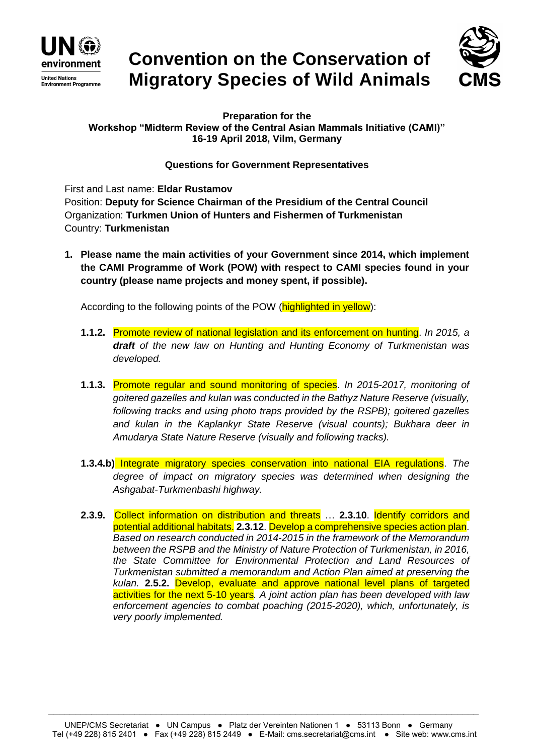# Convention on the Conservation of Migratory Species of Wild Animals

**Preparation for the**
**Workshop "Midterm Review of the Central Asian Mammals Initiative (CAMI)"**
**16-19 April 2018, Vilm, Germany**

**Questions for Government Representatives**

First and Last name: **Eldar Rustamov**
Position: **Deputy for Science Chairman of the Presidium of the Central Council**
Organization: **Turkmen Union of Hunters and Fishermen of Turkmenistan**
Country: **Turkmenistan**

1. **Please name the main activities of your Government since 2014, which implement the CAMI Programme of Work (POW) with respect to CAMI species found in your country (please name projects and money spent, if possible).**

   According to the following points of the POW (highlighted in yellow):

   **1.1.2.** Promote review of national legislation and its enforcement on hunting. *In 2015, a **draft** of the new law on Hunting and Hunting Economy of Turkmenistan was developed.*

   **1.1.3.** Promote regular and sound monitoring of species. *In 2015-2017, monitoring of goitered gazelles and kulan was conducted in the Bathyz Nature Reserve (visually, following tracks and using photo traps provided by the RSPB); goitered gazelles and kulan in the Kaplankyr State Reserve (visual counts); Bukhara deer in Amudarya State Nature Reserve (visually and following tracks).*

   **1.3.4.b)** Integrate migratory species conservation into national EIA regulations. *The degree of impact on migratory species was determined when designing the Ashgabat-Turkmenbashi highway.*

   **2.3.9.** Collect information on distribution and threats … **2.3.10**. Identify corridors and potential additional habitats. **2.3.12**. Develop a comprehensive species action plan. *Based on research conducted in 2014-2015 in the framework of the Memorandum between the RSPB and the Ministry of Nature Protection of Turkmenistan, in 2016, the State Committee for Environmental Protection and Land Resources of Turkmenistan submitted a memorandum and Action Plan aimed at preserving the kulan.* **2.5.2.** Develop, evaluate and approve national level plans of targeted activities for the next 5-10 years*. A joint action plan has been developed with law enforcement agencies to combat poaching (2015-2020), which, unfortunately, is very poorly implemented.*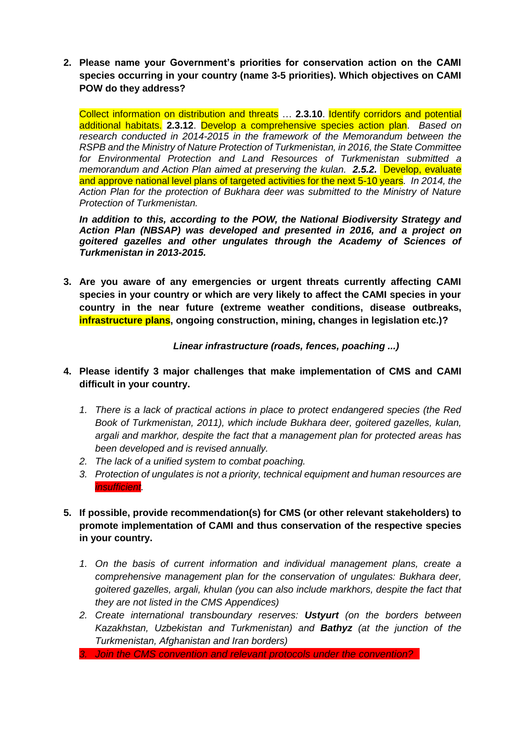2. **Please name your Government's priorities for conservation action on the CAMI species occurring in your country (name 3-5 priorities). Which objectives on CAMI POW do they address?**

   Collect information on distribution and threats … **2.3.10**. Identify corridors and potential additional habitats. **2.3.12**. Develop a comprehensive species action plan. *Based on research conducted in 2014-2015 in the framework of the Memorandum between the RSPB and the Ministry of Nature Protection of Turkmenistan, in 2016, the State Committee for Environmental Protection and Land Resources of Turkmenistan submitted a memorandum and Action Plan aimed at preserving the kulan.* ***2.5.2.*** Develop, evaluate and approve national level plans of targeted activities for the next 5-10 years. *In 2014, the Action Plan for the protection of Bukhara deer was submitted to the Ministry of Nature Protection of Turkmenistan.*

   ***In addition to this, according to the POW, the National Biodiversity Strategy and Action Plan (NBSAP) was developed and presented in 2016, and a project on goitered gazelles and other ungulates through the Academy of Sciences of Turkmenistan in 2013-2015.***

3. **Are you aware of any emergencies or urgent threats currently affecting CAMI species in your country or which are very likely to affect the CAMI species in your country in the near future (extreme weather conditions, disease outbreaks, infrastructure plans, ongoing construction, mining, changes in legislation etc.)?**

   ***Linear infrastructure (roads, fences, poaching ...)***

4. **Please identify 3 major challenges that make implementation of CMS and CAMI difficult in your country.**

   1. *There is a lack of practical actions in place to protect endangered species (the Red Book of Turkmenistan, 2011), which include Bukhara deer, goitered gazelles, kulan, argali and markhor, despite the fact that a management plan for protected areas has been developed and is revised annually.*
   2. *The lack of a unified system to combat poaching.*
   3. *Protection of ungulates is not a priority, technical equipment and human resources are insufficient.*

5. **If possible, provide recommendation(s) for CMS (or other relevant stakeholders) to promote implementation of CAMI and thus conservation of the respective species in your country.**

   1. *On the basis of current information and individual management plans, create a comprehensive management plan for the conservation of ungulates: Bukhara deer, goitered gazelles, argali, khulan (you can also include markhors, despite the fact that they are not listed in the CMS Appendices)*
   2. *Create international transboundary reserves:* ***Ustyurt*** *(on the borders between Kazakhstan, Uzbekistan and Turkmenistan) and* ***Bathyz*** *(at the junction of the Turkmenistan, Afghanistan and Iran borders)*
   3. *Join the CMS convention and relevant protocols under the convention?*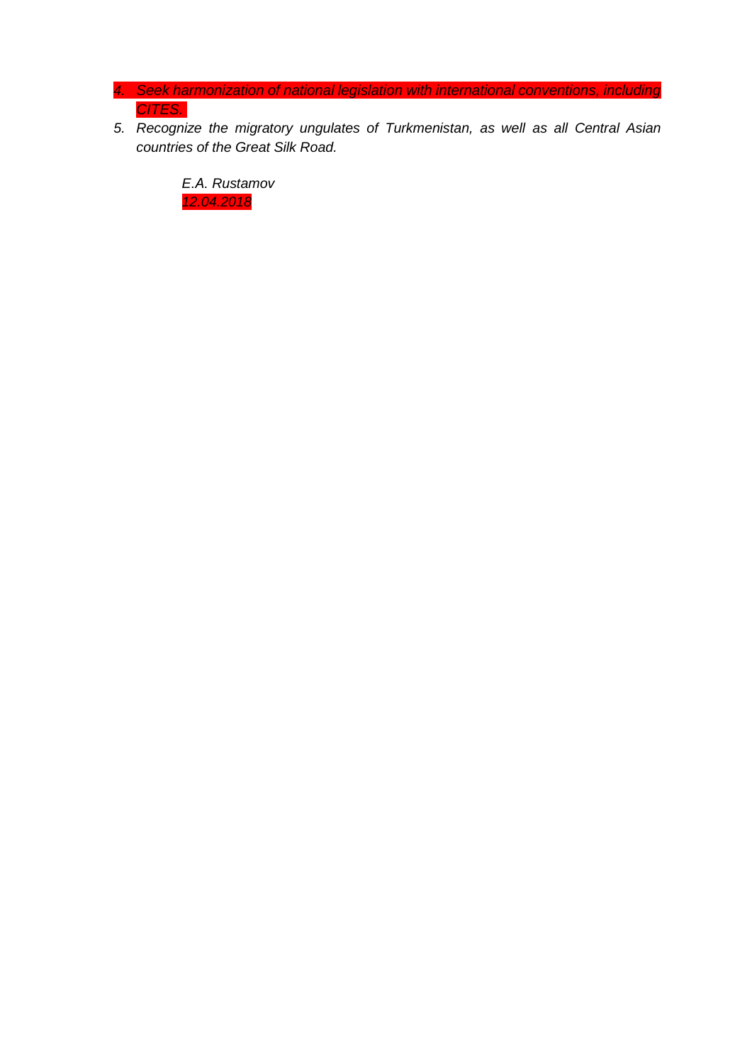4. *Seek harmonization of national legislation with international conventions, including CITES.*
5. *Recognize the migratory ungulates of Turkmenistan, as well as all Central Asian countries of the Great Silk Road.*

*E.A. Rustamov*
*12.04.2018*